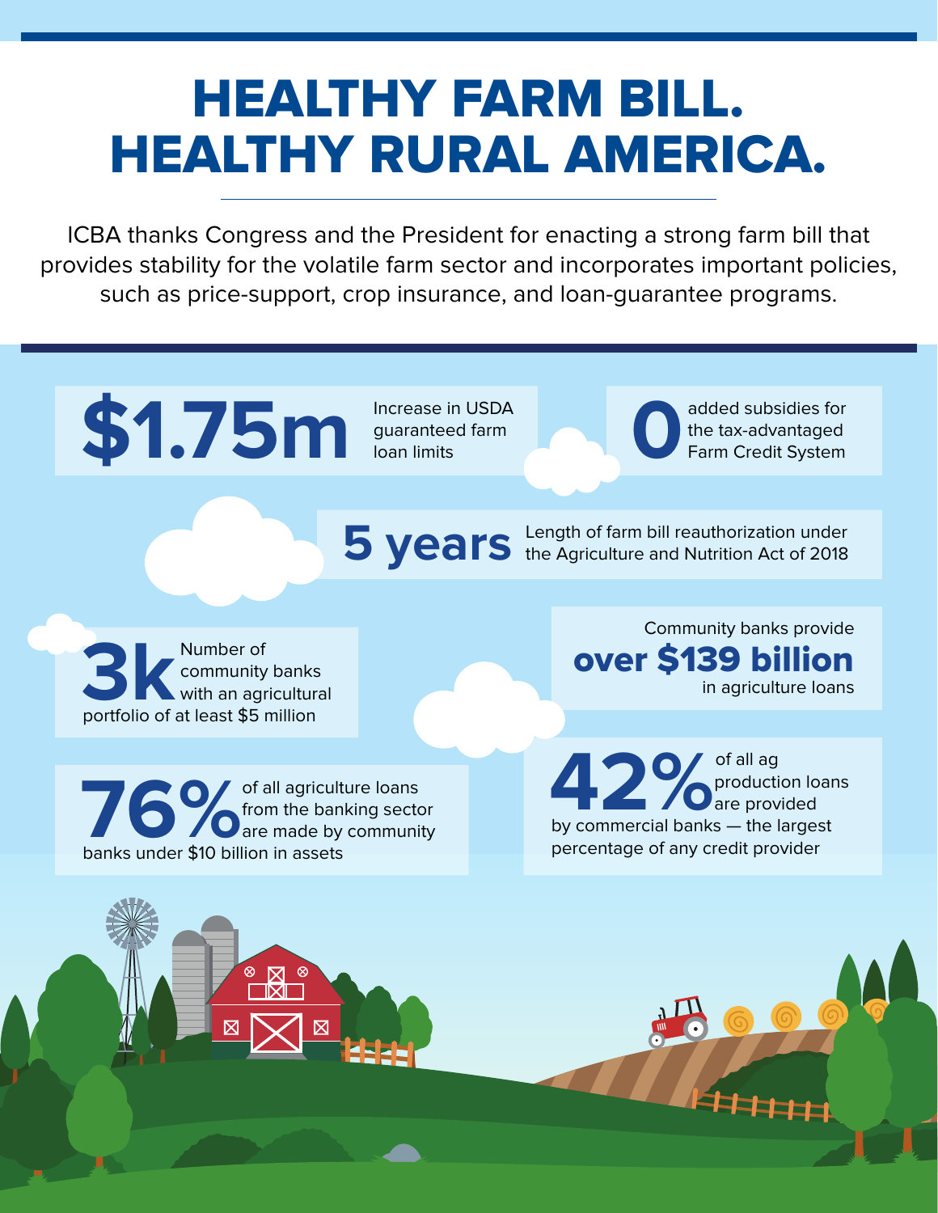# HEALTHY FARM BILL. HEALTHY RURAL AMERICA.

ICBA thanks Congress and the President for enacting a strong farm bill that provides stability for the volatile farm sector and incorporates important policies, such as price-support, crop insurance, and loan-guarantee programs.

**$1.75m** Increase in USDA guaranteed farm loan limits

**0** added subsidies for the tax-advantaged Farm Credit System

**5 years** Length of farm bill reauthorization under the Agriculture and Nutrition Act of 2018

**3k** Number of community banks with an agricultural portfolio of at least $5 million

Community banks provide **over $139 billion** in agriculture loans

**76%** of all agriculture loans from the banking sector are made by community banks under $10 billion in assets

**42%** of all ag production loans are provided by commercial banks — the largest percentage of any credit provider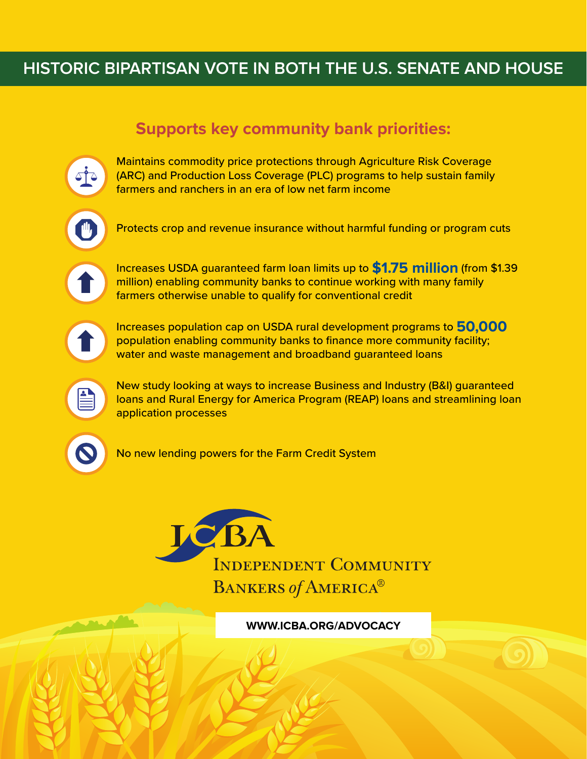## HISTORIC BIPARTISAN VOTE IN BOTH THE U.S. SENATE AND HOUSE

### Supports key community bank priorities:

- Maintains commodity price protections through Agriculture Risk Coverage (ARC) and Production Loss Coverage (PLC) programs to help sustain family farmers and ranchers in an era of low net farm income
- Protects crop and revenue insurance without harmful funding or program cuts
- Increases USDA guaranteed farm loan limits up to **$1.75 million** (from $1.39 million) enabling community banks to continue working with many family farmers otherwise unable to qualify for conventional credit
- Increases population cap on USDA rural development programs to **50,000** population enabling community banks to finance more community facility; water and waste management and broadband guaranteed loans
- New study looking at ways to increase Business and Industry (B&I) guaranteed loans and Rural Energy for America Program (REAP) loans and streamlining loan application processes
- No new lending powers for the Farm Credit System

ICBA

Independent Community Bankers of America®

WWW.ICBA.ORG/ADVOCACY